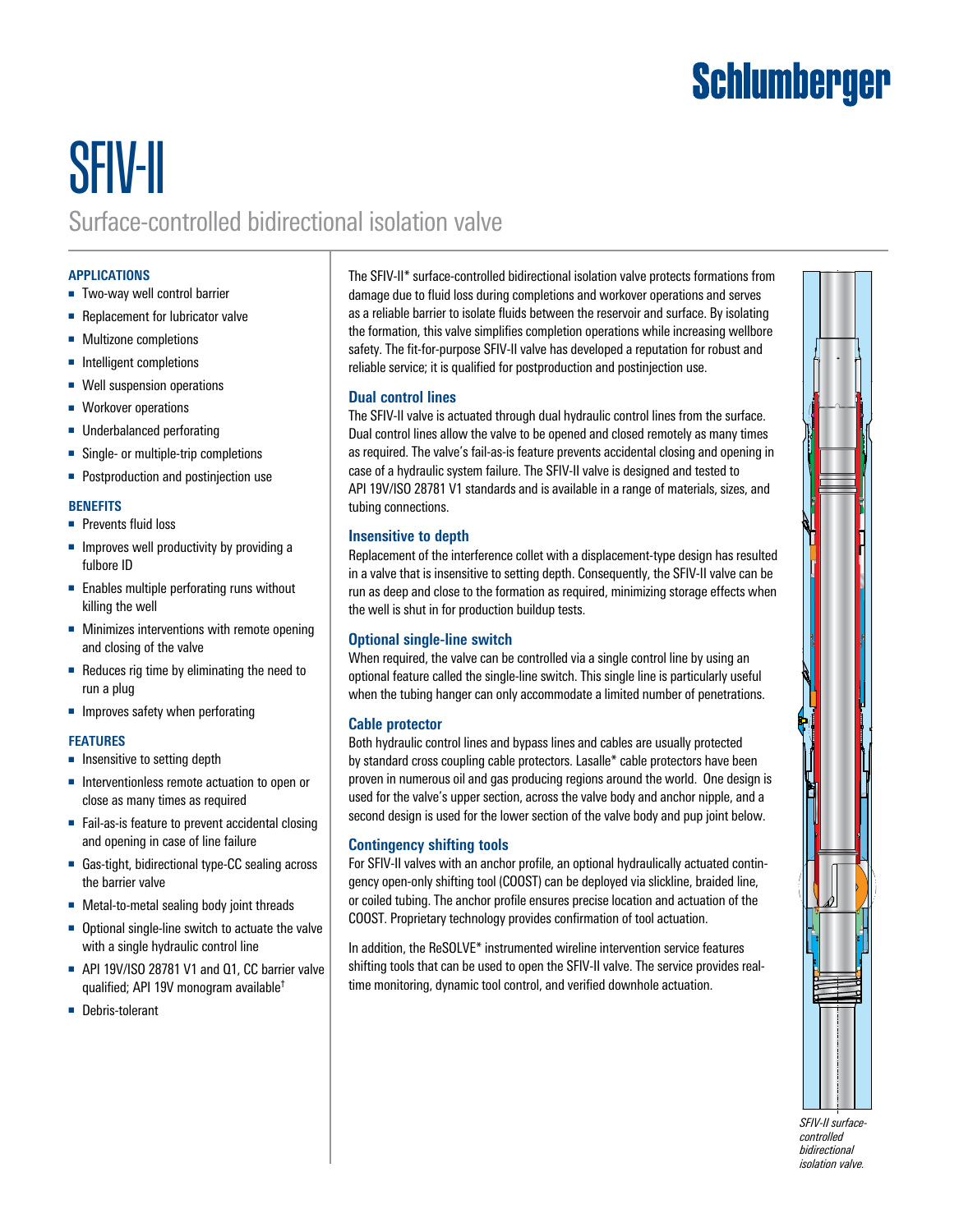Schlumberger

# SFIV-II

## Surface-controlled bidirectional isolation valve

### APPLICATIONS

- Two-way well control barrier
- Replacement for lubricator valve
- Multizone completions
- Intelligent completions
- Well suspension operations
- Workover operations
- Underbalanced perforating
- Single- or multiple-trip completions
- Postproduction and postinjection use

### BENEFITS

- Prevents fluid loss
- Improves well productivity by providing a fulbore ID
- Enables multiple perforating runs without killing the well
- Minimizes interventions with remote opening and closing of the valve
- Reduces rig time by eliminating the need to run a plug
- Improves safety when perforating

### FEATURES

- Insensitive to setting depth
- Interventionless remote actuation to open or close as many times as required
- Fail-as-is feature to prevent accidental closing and opening in case of line failure
- Gas-tight, bidirectional type-CC sealing across the barrier valve
- Metal-to-metal sealing body joint threads
- Optional single-line switch to actuate the valve with a single hydraulic control line
- API 19V/ISO 28781 V1 and Q1, CC barrier valve qualified; API 19V monogram available†
- Debris-tolerant

The SFIV-II* surface-controlled bidirectional isolation valve protects formations from damage due to fluid loss during completions and workover operations and serves as a reliable barrier to isolate fluids between the reservoir and surface. By isolating the formation, this valve simplifies completion operations while increasing wellbore safety. The fit-for-purpose SFIV-II valve has developed a reputation for robust and reliable service; it is qualified for postproduction and postinjection use.

### Dual control lines

The SFIV-II valve is actuated through dual hydraulic control lines from the surface. Dual control lines allow the valve to be opened and closed remotely as many times as required. The valve's fail-as-is feature prevents accidental closing and opening in case of a hydraulic system failure. The SFIV-II valve is designed and tested to API 19V/ISO 28781 V1 standards and is available in a range of materials, sizes, and tubing connections.

### Insensitive to depth

Replacement of the interference collet with a displacement-type design has resulted in a valve that is insensitive to setting depth. Consequently, the SFIV-II valve can be run as deep and close to the formation as required, minimizing storage effects when the well is shut in for production buildup tests.

### Optional single-line switch

When required, the valve can be controlled via a single control line by using an optional feature called the single-line switch. This single line is particularly useful when the tubing hanger can only accommodate a limited number of penetrations.

### Cable protector

Both hydraulic control lines and bypass lines and cables are usually protected by standard cross coupling cable protectors. Lasalle* cable protectors have been proven in numerous oil and gas producing regions around the world. One design is used for the valve's upper section, across the valve body and anchor nipple, and a second design is used for the lower section of the valve body and pup joint below.

### Contingency shifting tools

For SFIV-II valves with an anchor profile, an optional hydraulically actuated contingency open-only shifting tool (COOST) can be deployed via slickline, braided line, or coiled tubing. The anchor profile ensures precise location and actuation of the COOST. Proprietary technology provides confirmation of tool actuation.

In addition, the ReSOLVE* instrumented wireline intervention service features shifting tools that can be used to open the SFIV-II valve. The service provides real-time monitoring, dynamic tool control, and verified downhole actuation.

*SFIV-II surface-controlled bidirectional isolation valve.*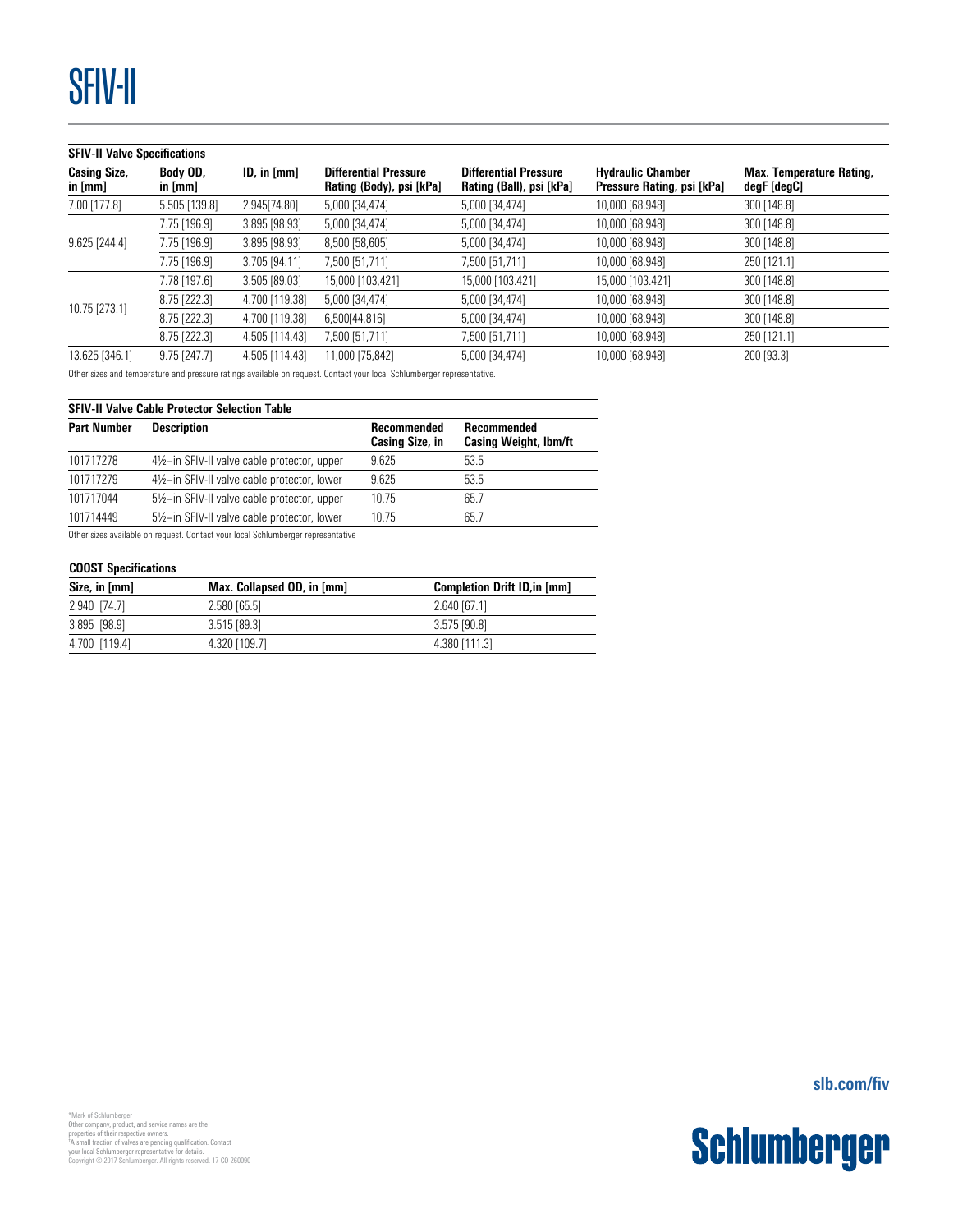# SFIV-II

**SFIV-II Valve Specifications**

| Casing Size, in [mm] | Body OD, in [mm] | ID, in [mm] | Differential Pressure Rating (Body), psi [kPa] | Differential Pressure Rating (Ball), psi [kPa] | Hydraulic Chamber Pressure Rating, psi [kPa] | Max. Temperature Rating, degF [degC] |
|---|---|---|---|---|---|---|
| 7.00 [177.8] | 5.505 [139.8] | 2.945[74.80] | 5,000 [34,474] | 5,000 [34,474] | 10,000 [68.948] | 300 [148.8] |
| 9.625 [244.4] | 7.75 [196.9] | 3.895 [98.93] | 5,000 [34,474] | 5,000 [34,474] | 10,000 [68.948] | 300 [148.8] |
| | 7.75 [196.9] | 3.895 [98.93] | 8,500 [58,605] | 5,000 [34,474] | 10,000 [68.948] | 300 [148.8] |
| | 7.75 [196.9] | 3.705 [94.11] | 7,500 [51,711] | 7,500 [51,711] | 10,000 [68.948] | 250 [121.1] |
| 10.75 [273.1] | 7.78 [197.6] | 3.505 [89.03] | 15,000 [103,421] | 15,000 [103.421] | 15,000 [103.421] | 300 [148.8] |
| | 8.75 [222.3] | 4.700 [119.38] | 5,000 [34,474] | 5,000 [34,474] | 10,000 [68.948] | 300 [148.8] |
| | 8.75 [222.3] | 4.700 [119.38] | 6,500[44,816] | 5,000 [34,474] | 10,000 [68.948] | 300 [148.8] |
| | 8.75 [222.3] | 4.505 [114.43] | 7,500 [51,711] | 7,500 [51,711] | 10,000 [68.948] | 250 [121.1] |
| 13.625 [346.1] | 9.75 [247.7] | 4.505 [114.43] | 11,000 [75,842] | 5,000 [34,474] | 10,000 [68.948] | 200 [93.3] |

Other sizes and temperature and pressure ratings available on request. Contact your local Schlumberger representative.

**SFIV-II Valve Cable Protector Selection Table**

| Part Number | Description | Recommended Casing Size, in | Recommended Casing Weight, lbm/ft |
|---|---|---|---|
| 101717278 | 4½–in SFIV-II valve cable protector, upper | 9.625 | 53.5 |
| 101717279 | 4½–in SFIV-II valve cable protector, lower | 9.625 | 53.5 |
| 101717044 | 5½–in SFIV-II valve cable protector, upper | 10.75 | 65.7 |
| 101714449 | 5½–in SFIV-II valve cable protector, lower | 10.75 | 65.7 |

Other sizes available on request. Contact your local Schlumberger representative

**COOST Specifications**

| Size, in [mm] | Max. Collapsed OD, in [mm] | Completion Drift ID,in [mm] |
|---|---|---|
| 2.940 [74.7] | 2.580 [65.5] | 2.640 [67.1] |
| 3.895 [98.9] | 3.515 [89.3] | 3.575 [90.8] |
| 4.700 [119.4] | 4.320 [109.7] | 4.380 [111.3] |

slb.com/fiv

*Mark of Schlumberger
Other company, product, and service names are the properties of their respective owners.
†A small fraction of valves are pending qualification. Contact your local Schlumberger representative for details.
Copyright © 2017 Schlumberger. All rights reserved. 17-CO-260090

Schlumberger